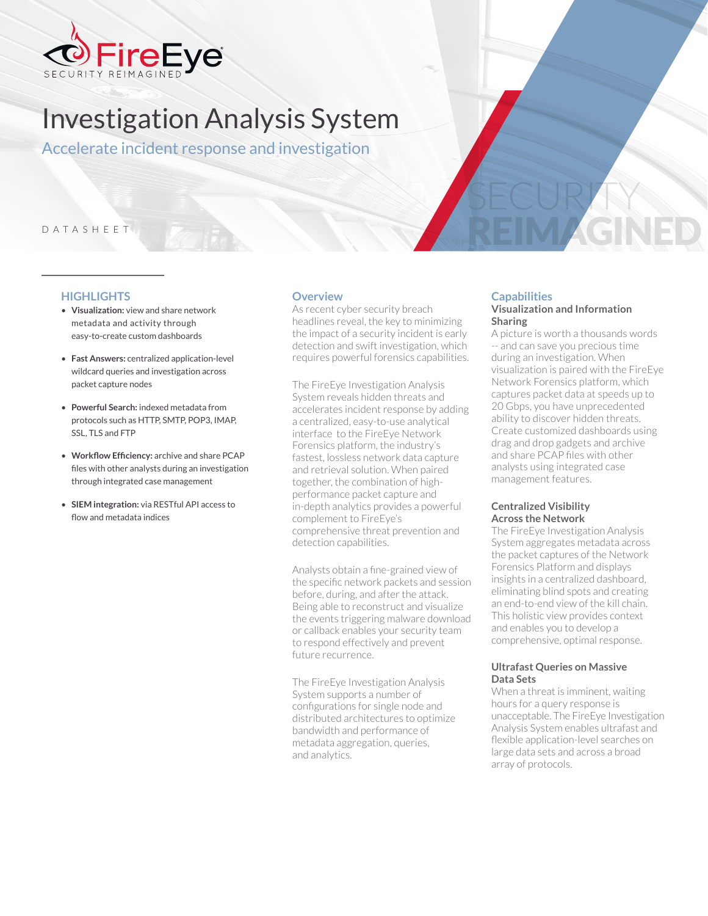# Investigation Analysis System

## Accelerate incident response and investigation

DATASHEET

## HIGHLIGHTS

- **Visualization:** view and share network metadata and activity through easy-to-create custom dashboards
- **Fast Answers:** centralized application-level wildcard queries and investigation across packet capture nodes
- **Powerful Search:** indexed metadata from protocols such as HTTP, SMTP, POP3, IMAP, SSL, TLS and FTP
- **Workflow Efficiency:** archive and share PCAP files with other analysts during an investigation through integrated case management
- **SIEM integration:** via RESTful API access to flow and metadata indices

## Overview

As recent cyber security breach headlines reveal, the key to minimizing the impact of a security incident is early detection and swift investigation, which requires powerful forensics capabilities.

The FireEye Investigation Analysis System reveals hidden threats and accelerates incident response by adding a centralized, easy-to-use analytical interface to the FireEye Network Forensics platform, the industry's fastest, lossless network data capture and retrieval solution. When paired together, the combination of high-performance packet capture and in-depth analytics provides a powerful complement to FireEye's comprehensive threat prevention and detection capabilities.

Analysts obtain a fine-grained view of the specific network packets and session before, during, and after the attack. Being able to reconstruct and visualize the events triggering malware download or callback enables your security team to respond effectively and prevent future recurrence.

The FireEye Investigation Analysis System supports a number of configurations for single node and distributed architectures to optimize bandwidth and performance of metadata aggregation, queries, and analytics.

## Capabilities

### Visualization and Information Sharing

A picture is worth a thousands words -- and can save you precious time during an investigation. When visualization is paired with the FireEye Network Forensics platform, which captures packet data at speeds up to 20 Gbps, you have unprecedented ability to discover hidden threats. Create customized dashboards using drag and drop gadgets and archive and share PCAP files with other analysts using integrated case management features.

### Centralized Visibility Across the Network

The FireEye Investigation Analysis System aggregates metadata across the packet captures of the Network Forensics Platform and displays insights in a centralized dashboard, eliminating blind spots and creating an end-to-end view of the kill chain. This holistic view provides context and enables you to develop a comprehensive, optimal response.

### Ultrafast Queries on Massive Data Sets

When a threat is imminent, waiting hours for a query response is unacceptable. The FireEye Investigation Analysis System enables ultrafast and flexible application-level searches on large data sets and across a broad array of protocols.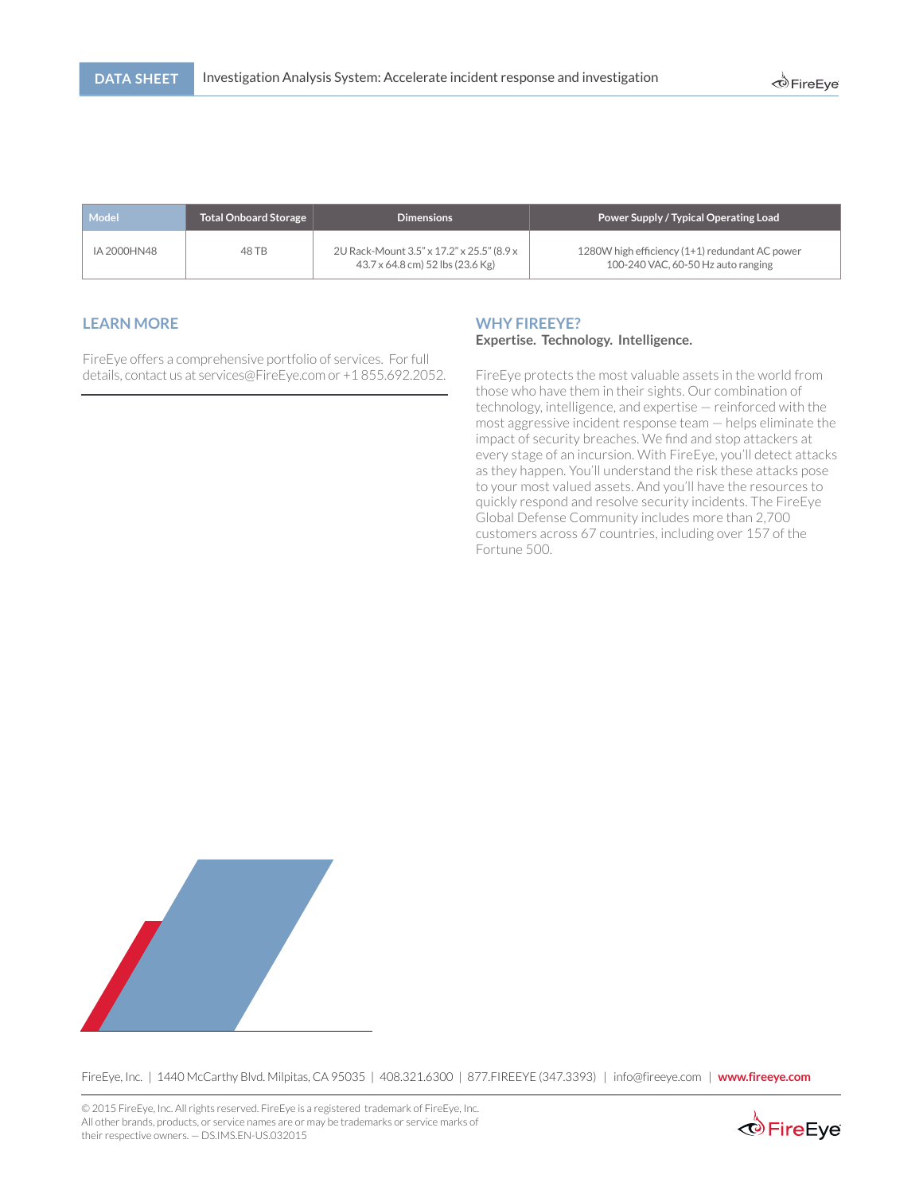| Model | Total Onboard Storage | Dimensions | Power Supply / Typical Operating Load |
| --- | --- | --- | --- |
| IA 2000HN48 | 48 TB | 2U Rack-Mount 3.5" x 17.2" x 25.5" (8.9 x 43.7 x 64.8 cm) 52 lbs (23.6 Kg) | 1280W high efficiency (1+1) redundant AC power 100-240 VAC, 60-50 Hz auto ranging |

## LEARN MORE

FireEye offers a comprehensive portfolio of services. For full details, contact us at services@FireEye.com or +1 855.692.2052.

## WHY FIREEYE?

**Expertise. Technology. Intelligence.**

FireEye protects the most valuable assets in the world from those who have them in their sights. Our combination of technology, intelligence, and expertise — reinforced with the most aggressive incident response team — helps eliminate the impact of security breaches. We find and stop attackers at every stage of an incursion. With FireEye, you'll detect attacks as they happen. You'll understand the risk these attacks pose to your most valued assets. And you'll have the resources to quickly respond and resolve security incidents. The FireEye Global Defense Community includes more than 2,700 customers across 67 countries, including over 157 of the Fortune 500.

FireEye, Inc. | 1440 McCarthy Blvd. Milpitas, CA 95035 | 408.321.6300 | 877.FIREEYE (347.3393) | info@fireeye.com | **www.fireeye.com**

© 2015 FireEye, Inc. All rights reserved. FireEye is a registered trademark of FireEye, Inc. All other brands, products, or service names are or may be trademarks or service marks of their respective owners. — DS.IMS.EN-US.032015